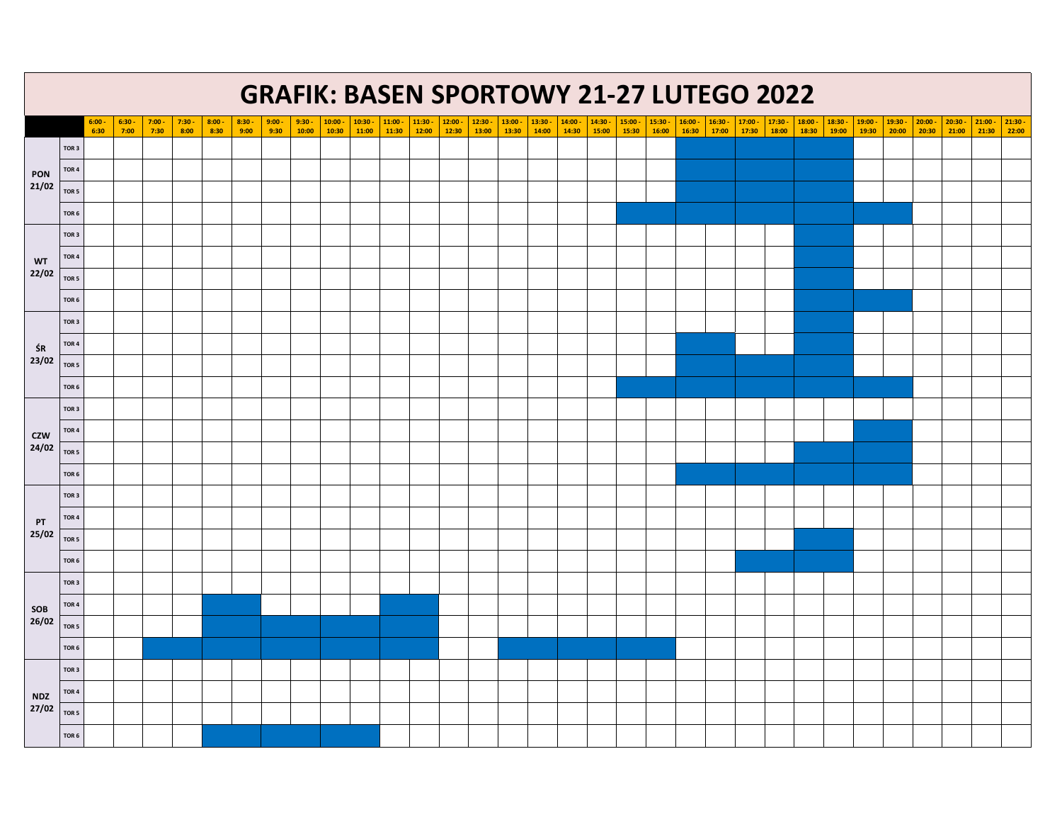# GRAFIK: BASEN SPORTOWY 21-27 LUTEGO 2022

(■ = zaznaczone pole)

| | | 6:00 - 6:30 | 6:30 - 7:00 | 7:00 - 7:30 | 7:30 - 8:00 | 8:00 - 8:30 | 8:30 - 9:00 | 9:00 - 9:30 | 9:30 - 10:00 | 10:00 - 10:30 | 10:30 - 11:00 | 11:00 - 11:30 | 11:30 - 12:00 | 12:00 - 12:30 | 12:30 - 13:00 | 13:00 - 13:30 | 13:30 - 14:00 | 14:00 - 14:30 | 14:30 - 15:00 | 15:00 - 15:30 | 15:30 - 16:00 | 16:00 - 16:30 | 16:30 - 17:00 | 17:00 - 17:30 | 17:30 - 18:00 | 18:00 - 18:30 | 18:30 - 19:00 | 19:00 - 19:30 | 19:30 - 20:00 | 20:00 - 20:30 | 20:30 - 21:00 | 21:00 - 21:30 | 21:30 - 22:00 |
|---|---|---|---|---|---|---|---|---|---|---|---|---|---|---|---|---|---|---|---|---|---|---|---|---|---|---|---|---|---|---|---|---|---|
| PON 21/02 | TOR 3 | | | | | | | | | | | | | | | | | | | | | ■ | ■ | ■ | ■ | ■ | ■ | | | | | | |
| | TOR 4 | | | | | | | | | | | | | | | | | | | | | ■ | ■ | ■ | ■ | ■ | ■ | | | | | | |
| | TOR 5 | | | | | | | | | | | | | | | | | | | | | ■ | ■ | ■ | ■ | ■ | ■ | | | | | | |
| | TOR 6 | | | | | | | | | | | | | | | | | | | ■ | ■ | ■ | ■ | ■ | ■ | ■ | ■ | ■ | ■ | | | | |
| WT 22/02 | TOR 3 | | | | | | | | | | | | | | | | | | | | | | | | | ■ | ■ | | | | | | |
| | TOR 4 | | | | | | | | | | | | | | | | | | | | | | | | | ■ | ■ | | | | | | |
| | TOR 5 | | | | | | | | | | | | | | | | | | | | | | | | | ■ | ■ | | | | | | |
| | TOR 6 | | | | | | | | | | | | | | | | | | | | | | | | | ■ | ■ | ■ | ■ | | | | |
| ŚR 23/02 | TOR 3 | | | | | | | | | | | | | | | | | | | | | | | | | ■ | ■ | | | | | | |
| | TOR 4 | | | | | | | | | | | | | | | | | | | | | ■ | ■ | | | ■ | ■ | | | | | | |
| | TOR 5 | | | | | | | | | | | | | | | | | | | | | ■ | ■ | ■ | ■ | ■ | ■ | | | | | | |
| | TOR 6 | | | | | | | | | | | | | | | | | | | ■ | ■ | ■ | ■ | ■ | ■ | ■ | ■ | ■ | ■ | | | | |
| CZW 24/02 | TOR 3 | | | | | | | | | | | | | | | | | | | | | | | | | | | | | | | | |
| | TOR 4 | | | | | | | | | | | | | | | | | | | | | | | | | | | ■ | ■ | | | | |
| | TOR 5 | | | | | | | | | | | | | | | | | | | | | | | | | ■ | ■ | ■ | ■ | | | | |
| | TOR 6 | | | | | | | | | | | | | | | | | | | | | ■ | ■ | ■ | ■ | ■ | ■ | ■ | ■ | | | | |
| PT 25/02 | TOR 3 | | | | | | | | | | | | | | | | | | | | | | | | | | | | | | | | |
| | TOR 4 | | | | | | | | | | | | | | | | | | | | | | | | | | | | | | | | |
| | TOR 5 | | | | | | | | | | | | | | | | | | | | | | | | | ■ | ■ | | | | | | |
| | TOR 6 | | | | | | | | | | | | | | | | | | | | | | | ■ | ■ | ■ | ■ | | | | | | |
| SOB 26/02 | TOR 3 | | | | | | | | | | | | | | | | | | | | | | | | | | | | | | | | |
| | TOR 4 | | | | | ■ | ■ | | | | | ■ | ■ | | | | | | | | | | | | | | | | | | | | |
| | TOR 5 | | | | | ■ | ■ | ■ | ■ | ■ | ■ | ■ | ■ | | | | | | | | | | | | | | | | | | | | |
| | TOR 6 | | | ■ | ■ | ■ | ■ | ■ | ■ | ■ | ■ | ■ | ■ | | | ■ | ■ | ■ | ■ | ■ | ■ | | | | | | | | | | | | |
| NDZ 27/02 | TOR 3 | | | | | | | | | | | | | | | | | | | | | | | | | | | | | | | | |
| | TOR 4 | | | | | | | | | | | | | | | | | | | | | | | | | | | | | | | | |
| | TOR 5 | | | | | | | | | | | | | | | | | | | | | | | | | | | | | | | | |
| | TOR 6 | | | | | ■ | ■ | ■ | ■ | ■ | ■ | | | | | | | | | | | | | | | | | | | | | | |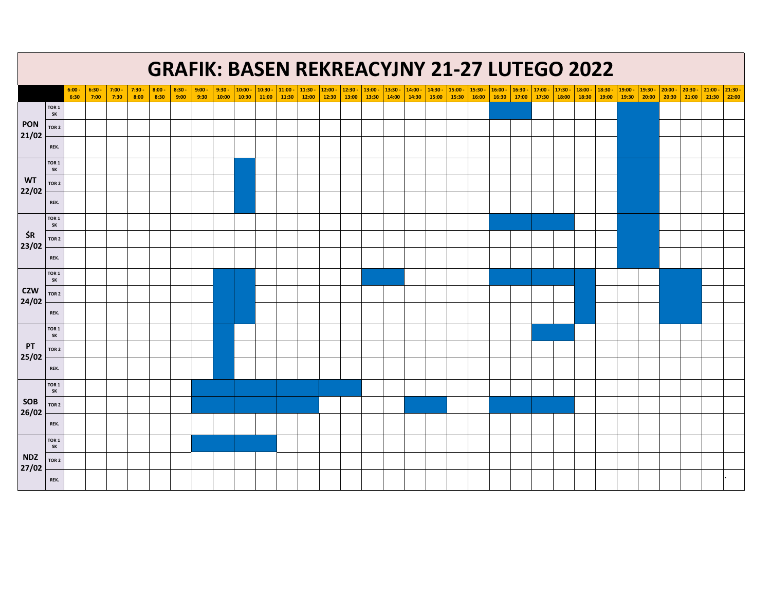# GRAFIK: BASEN REKREACYJNY 21-27 LUTEGO 2022

| | | 6:00 - 6:30 | 6:30 - 7:00 | 7:00 - 7:30 | 7:30 - 8:00 | 8:00 - 8:30 | 8:30 - 9:00 | 9:00 - 9:30 | 9:30 - 10:00 | 10:00 - 10:30 | 10:30 - 11:00 | 11:00 - 11:30 | 11:30 - 12:00 | 12:00 - 12:30 | 12:30 - 13:00 | 13:00 - 13:30 | 13:30 - 14:00 | 14:00 - 14:30 | 14:30 - 15:00 | 15:00 - 15:30 | 15:30 - 16:00 | 16:00 - 16:30 | 16:30 - 17:00 | 17:00 - 17:30 | 17:30 - 18:00 | 18:00 - 18:30 | 18:30 - 19:00 | 19:00 - 19:30 | 19:30 - 20:00 | 20:00 - 20:30 | 20:30 - 21:00 | 21:00 - 21:30 | 21:30 - 22:00 |
|---|---|---|---|---|---|---|---|---|---|---|---|---|---|---|---|---|---|---|---|---|---|---|---|---|---|---|---|---|---|---|---|---|---|
| PON 21/02 | TOR 1 SK | | | | | | | | | | | | | | | | | | | | | | | | | | | | | | | | |
| | TOR 2 | | | | | | | | | | | | | | | | | | | | | | | | | | | | | | | | |
| | REK. | | | | | | | | | | | | | | | | | | | | | | | | | | | | | | | | |
| WT 22/02 | TOR 1 SK | | | | | | | | | | | | | | | | | | | | | | | | | | | | | | | | |
| | TOR 2 | | | | | | | | | | | | | | | | | | | | | | | | | | | | | | | | |
| | REK. | | | | | | | | | | | | | | | | | | | | | | | | | | | | | | | | |
| ŚR 23/02 | TOR 1 SK | | | | | | | | | | | | | | | | | | | | | | | | | | | | | | | | |
| | TOR 2 | | | | | | | | | | | | | | | | | | | | | | | | | | | | | | | | |
| | REK. | | | | | | | | | | | | | | | | | | | | | | | | | | | | | | | | |
| CZW 24/02 | TOR 1 SK | | | | | | | | | | | | | | | | | | | | | | | | | | | | | | | | |
| | TOR 2 | | | | | | | | | | | | | | | | | | | | | | | | | | | | | | | | |
| | REK. | | | | | | | | | | | | | | | | | | | | | | | | | | | | | | | | |
| PT 25/02 | TOR 1 SK | | | | | | | | | | | | | | | | | | | | | | | | | | | | | | | | |
| | TOR 2 | | | | | | | | | | | | | | | | | | | | | | | | | | | | | | | | |
| | REK. | | | | | | | | | | | | | | | | | | | | | | | | | | | | | | | | |
| SOB 26/02 | TOR 1 SK | | | | | | | | | | | | | | | | | | | | | | | | | | | | | | | | |
| | TOR 2 | | | | | | | | | | | | | | | | | | | | | | | | | | | | | | | | |
| | REK. | | | | | | | | | | | | | | | | | | | | | | | | | | | | | | | | |
| NDZ 27/02 | TOR 1 SK | | | | | | | | | | | | | | | | | | | | | | | | | | | | | | | | |
| | TOR 2 | | | | | | | | | | | | | | | | | | | | | | | | | | | | | | | | |
| | REK. | | | | | | | | | | | | | | | | | | | | | | | | | | | | | | | | ` |